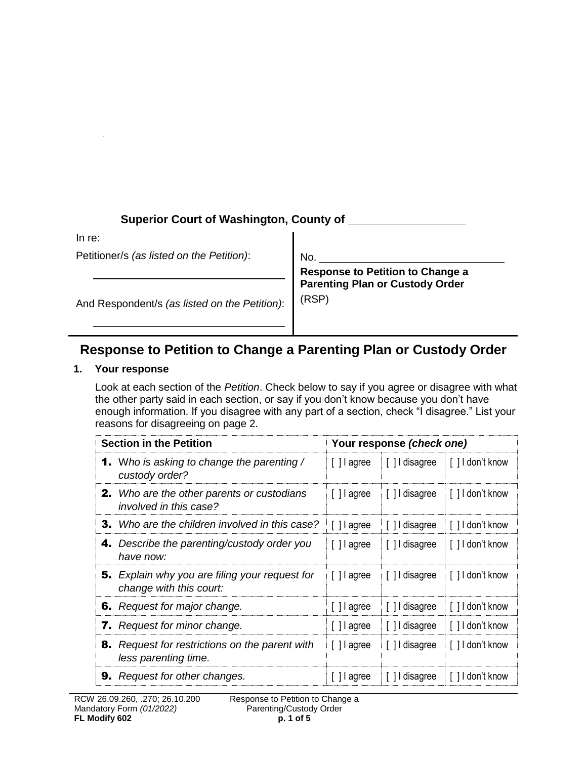**Superior Court of Washington, County of** ________________

In re:

Petitioner/s *(as listed on the Petition)*:

________________________________

And Respondent/s *(as listed on the Petition)*:

________________________________

No. ________________________________

**Response to Petition to Change a Parenting Plan or Custody Order**

(RSP)

# Response to Petition to Change a Parenting Plan or Custody Order

## 1. Your response

Look at each section of the *Petition*. Check below to say if you agree or disagree with what the other party said in each section, or say if you don't know because you don't have enough information. If you disagree with any part of a section, check "I disagree." List your reasons for disagreeing on page 2.

| Section in the Petition | Your response *(check one)* | | |
|---|---|---|---|
| **1.** *Who is asking to change the parenting / custody order?* | [ ] I agree | [ ] I disagree | [ ] I don't know |
| **2.** *Who are the other parents or custodians involved in this case?* | [ ] I agree | [ ] I disagree | [ ] I don't know |
| **3.** *Who are the children involved in this case?* | [ ] I agree | [ ] I disagree | [ ] I don't know |
| **4.** *Describe the parenting/custody order you have now:* | [ ] I agree | [ ] I disagree | [ ] I don't know |
| **5.** *Explain why you are filing your request for change with this court:* | [ ] I agree | [ ] I disagree | [ ] I don't know |
| **6.** *Request for major change.* | [ ] I agree | [ ] I disagree | [ ] I don't know |
| **7.** *Request for minor change.* | [ ] I agree | [ ] I disagree | [ ] I don't know |
| **8.** *Request for restrictions on the parent with less parenting time.* | [ ] I agree | [ ] I disagree | [ ] I don't know |
| **9.** *Request for other changes.* | [ ] I agree | [ ] I disagree | [ ] I don't know |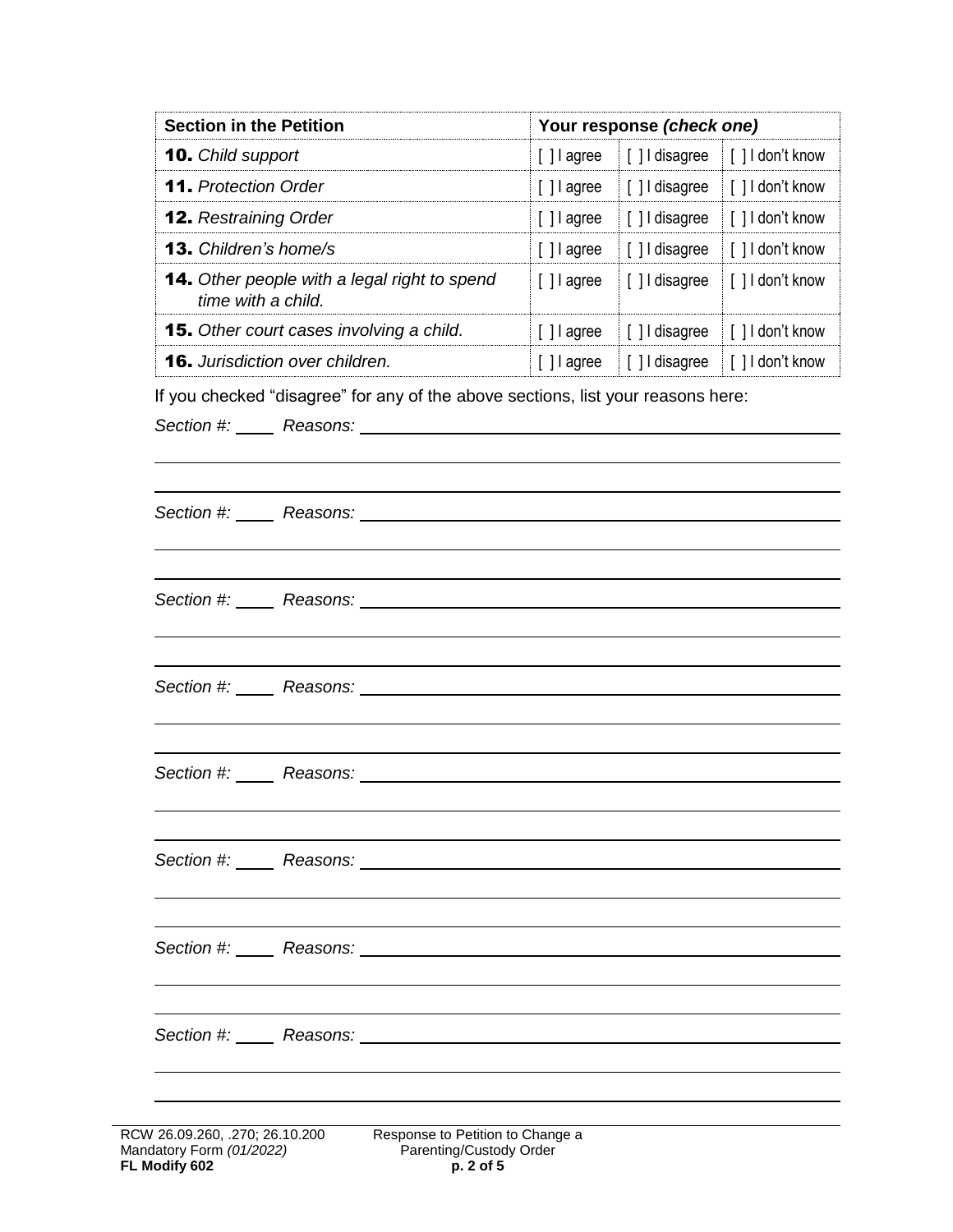| Section in the Petition | Your response *(check one)* | | |
|---|---|---|---|
| **10.** *Child support* | [ ] I agree | [ ] I disagree | [ ] I don't know |
| **11.** *Protection Order* | [ ] I agree | [ ] I disagree | [ ] I don't know |
| **12.** *Restraining Order* | [ ] I agree | [ ] I disagree | [ ] I don't know |
| **13.** *Children's home/s* | [ ] I agree | [ ] I disagree | [ ] I don't know |
| **14.** *Other people with a legal right to spend time with a child.* | [ ] I agree | [ ] I disagree | [ ] I don't know |
| **15.** *Other court cases involving a child.* | [ ] I agree | [ ] I disagree | [ ] I don't know |
| **16.** *Jurisdiction over children.* | [ ] I agree | [ ] I disagree | [ ] I don't know |

If you checked "disagree" for any of the above sections, list your reasons here:

*Section #:* _____ *Reasons:* ______________________________________________

______________________________________________________________________

______________________________________________________________________

*Section #:* _____ *Reasons:* ______________________________________________

______________________________________________________________________

______________________________________________________________________

*Section #:* _____ *Reasons:* ______________________________________________

______________________________________________________________________

______________________________________________________________________

*Section #:* _____ *Reasons:* ______________________________________________

______________________________________________________________________

______________________________________________________________________

*Section #:* _____ *Reasons:* ______________________________________________

______________________________________________________________________

______________________________________________________________________

*Section #:* _____ *Reasons:* ______________________________________________

______________________________________________________________________

______________________________________________________________________

*Section #:* _____ *Reasons:* ______________________________________________

______________________________________________________________________

______________________________________________________________________

*Section #:* _____ *Reasons:* ______________________________________________

______________________________________________________________________

______________________________________________________________________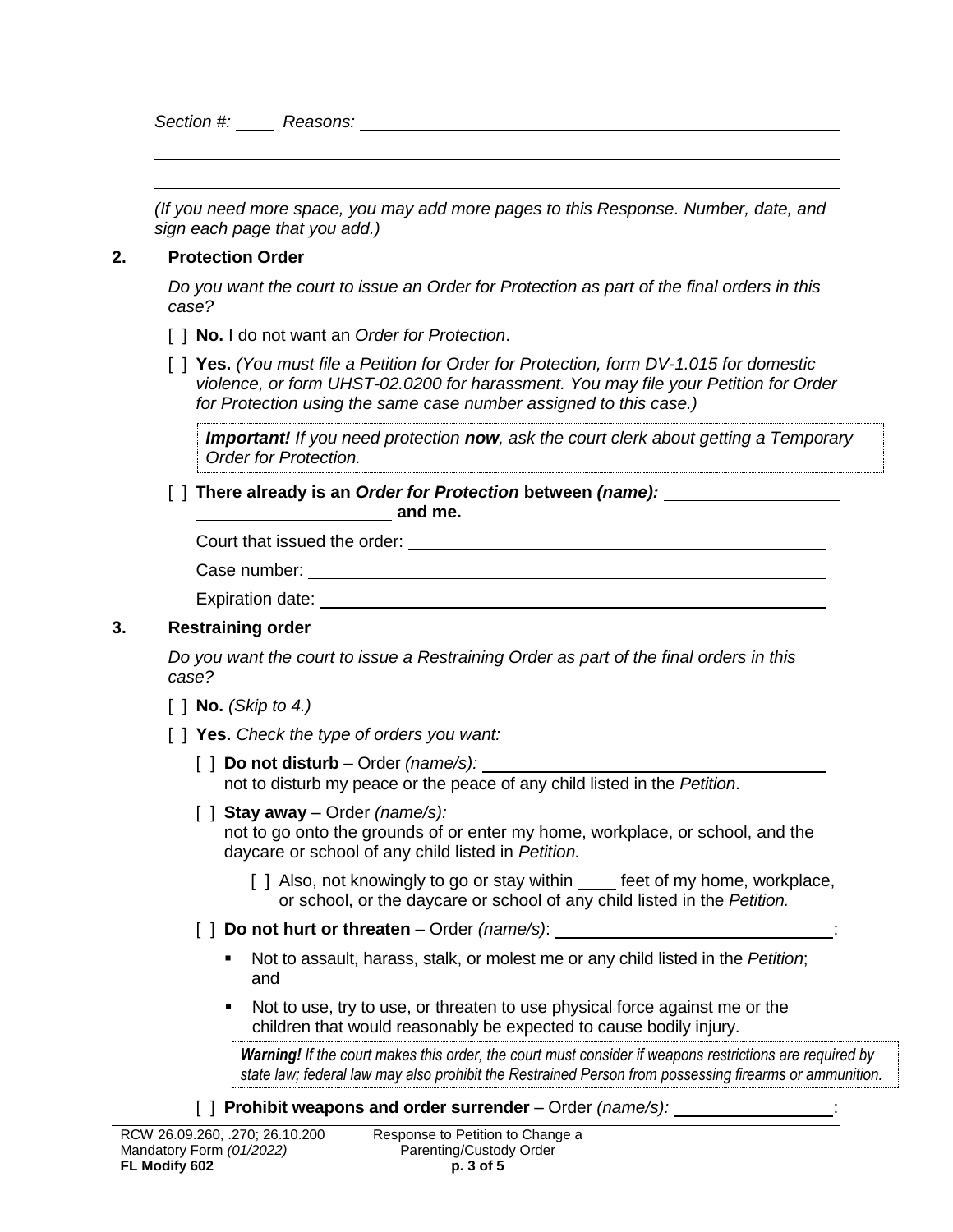*Section #:* ____ *Reasons:* ____________________________________________

______________________________________________________________________

______________________________________________________________________

*(If you need more space, you may add more pages to this Response. Number, date, and sign each page that you add.)*

## 2. Protection Order

*Do you want the court to issue an Order for Protection as part of the final orders in this case?*

[ ] **No.** I do not want an *Order for Protection*.

[ ] **Yes.** *(You must file a Petition for Order for Protection, form DV-1.015 for domestic violence, or form UHST-02.0200 for harassment. You may file your Petition for Order for Protection using the same case number assigned to this case.)*

> ***Important!*** *If you need protection **now**, ask the court clerk about getting a Temporary Order for Protection.*

[ ] **There already is an *Order for Protection* between *(name):*** ____________________ ____________________ **and me.**

Court that issued the order: ____________________________________________

Case number: ____________________________________________

Expiration date: ____________________________________________

## 3. Restraining order

*Do you want the court to issue a Restraining Order as part of the final orders in this case?*

[ ] **No.** *(Skip to 4.)*

[ ] **Yes.** *Check the type of orders you want:*

[ ] **Do not disturb** – Order *(name/s):* ____________________ not to disturb my peace or the peace of any child listed in the *Petition*.

[ ] **Stay away** – Order *(name/s):* ____________________ not to go onto the grounds of or enter my home, workplace, or school, and the daycare or school of any child listed in *Petition.*

[ ] Also, not knowingly to go or stay within ____ feet of my home, workplace, or school, or the daycare or school of any child listed in the *Petition.*

[ ] **Do not hurt or threaten** – Order *(name/s)*: ____________________:

- Not to assault, harass, stalk, or molest me or any child listed in the *Petition*; and
- Not to use, try to use, or threaten to use physical force against me or the children that would reasonably be expected to cause bodily injury.

> ***Warning!*** *If the court makes this order, the court must consider if weapons restrictions are required by state law; federal law may also prohibit the Restrained Person from possessing firearms or ammunition.*

[ ] **Prohibit weapons and order surrender** – Order *(name/s):* ____________________:

RCW 26.09.260, .270; 26.10.200
Mandatory Form *(01/2022)*
**FL Modify 602**

Response to Petition to Change a Parenting/Custody Order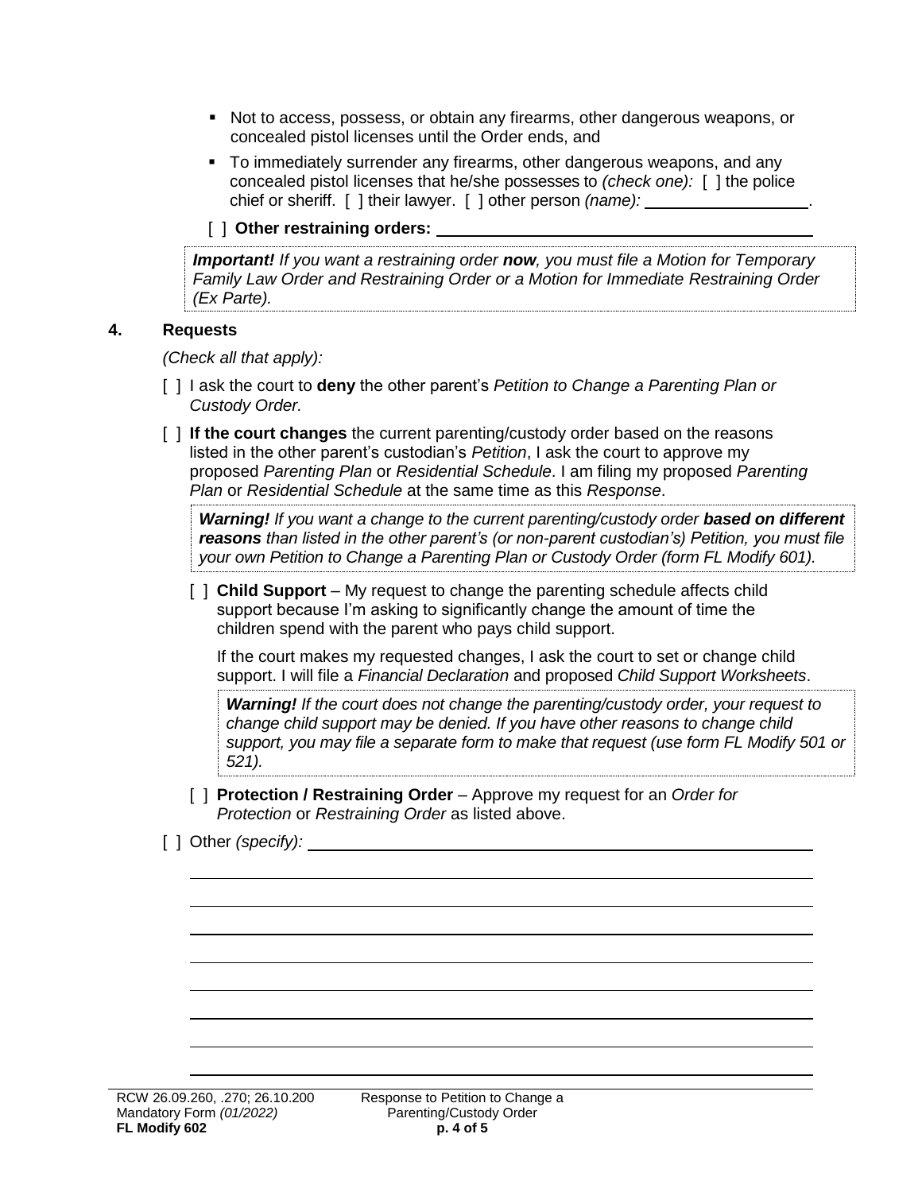- Not to access, possess, or obtain any firearms, other dangerous weapons, or concealed pistol licenses until the Order ends, and
- To immediately surrender any firearms, other dangerous weapons, and any concealed pistol licenses that he/she possesses to *(check one):* [ ] the police chief or sheriff. [ ] their lawyer. [ ] other person *(name):* ___________________.

[ ] **Other restraining orders:** ____________________________________________

> ***Important!*** *If you want a restraining order* ***now****, you must file a Motion for Temporary Family Law Order and Restraining Order or a Motion for Immediate Restraining Order (Ex Parte).*

## 4. Requests

*(Check all that apply):*

[ ] I ask the court to **deny** the other parent's *Petition to Change a Parenting Plan or Custody Order.*

[ ] **If the court changes** the current parenting/custody order based on the reasons listed in the other parent's custodian's *Petition*, I ask the court to approve my proposed *Parenting Plan* or *Residential Schedule*. I am filing my proposed *Parenting Plan* or *Residential Schedule* at the same time as this *Response*.

> ***Warning!*** *If you want a change to the current parenting/custody order* ***based on different reasons*** *than listed in the other parent's (or non-parent custodian's) Petition, you must file your own Petition to Change a Parenting Plan or Custody Order (form FL Modify 601).*

[ ] **Child Support** – My request to change the parenting schedule affects child support because I'm asking to significantly change the amount of time the children spend with the parent who pays child support.

If the court makes my requested changes, I ask the court to set or change child support. I will file a *Financial Declaration* and proposed *Child Support Worksheets*.

> ***Warning!*** *If the court does not change the parenting/custody order, your request to change child support may be denied. If you have other reasons to change child support, you may file a separate form to make that request (use form FL Modify 501 or 521).*

[ ] **Protection / Restraining Order** – Approve my request for an *Order for Protection* or *Restraining Order* as listed above.

[ ] Other *(specify):* ____________________________________________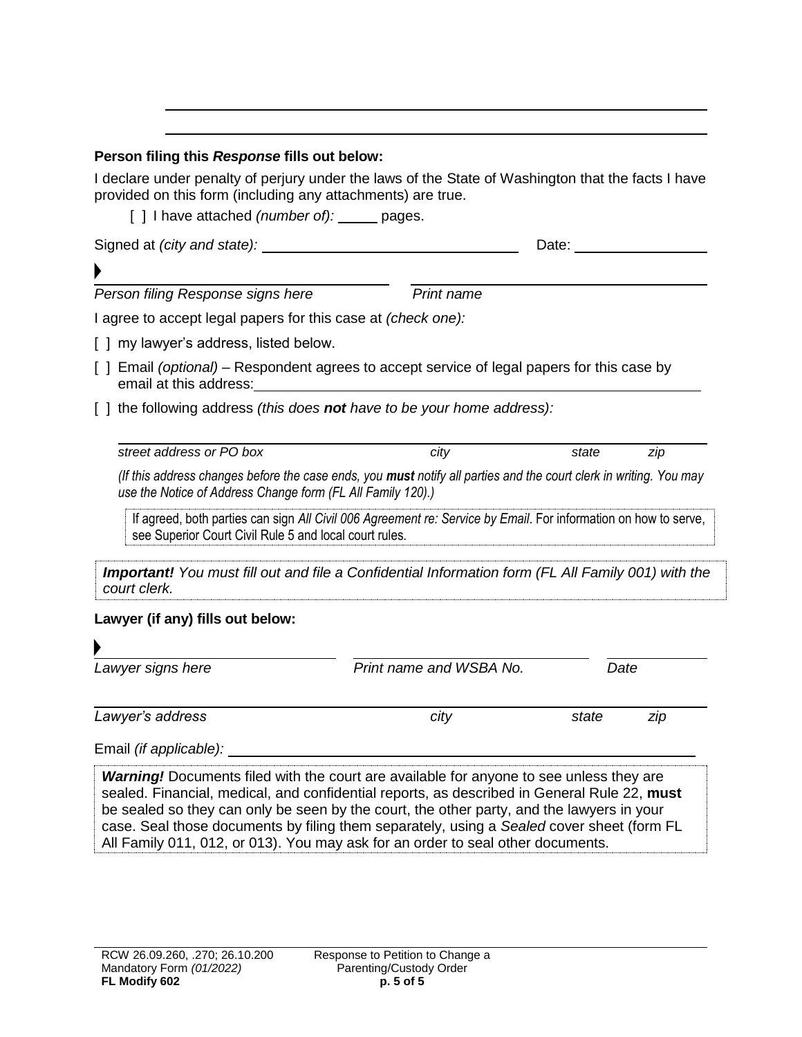**Person filing this *Response* fills out below:**

I declare under penalty of perjury under the laws of the State of Washington that the facts I have provided on this form (including any attachments) are true.

[ ] I have attached *(number of):* _____ pages.

Signed at *(city and state):* ________________________________ Date: ________________

▶ ________________________________ ________________________________

*Person filing Response signs here* *Print name*

I agree to accept legal papers for this case at *(check one):*

[ ] my lawyer's address, listed below.

[ ] Email *(optional)* – Respondent agrees to accept service of legal papers for this case by email at this address: ________________________________________________

[ ] the following address *(this does **not** have to be your home address):*

________________________________________________________________

*street address or PO box* *city* *state* *zip*

*(If this address changes before the case ends, you **must** notify all parties and the court clerk in writing. You may use the Notice of Address Change form (FL All Family 120).)*

If agreed, both parties can sign *All Civil 006 Agreement re: Service by Email*. For information on how to serve, see Superior Court Civil Rule 5 and local court rules.

***Important!*** *You must fill out and file a Confidential Information form (FL All Family 001) with the court clerk.*

**Lawyer (if any) fills out below:**

▶ ________________________ ________________________ ____________

*Lawyer signs here* *Print name and WSBA No.* *Date*

________________________________________________________________

*Lawyer's address* *city* *state* *zip*

Email *(if applicable):* ________________________________________________

***Warning!*** Documents filed with the court are available for anyone to see unless they are sealed. Financial, medical, and confidential reports, as described in General Rule 22, **must** be sealed so they can only be seen by the court, the other party, and the lawyers in your case. Seal those documents by filing them separately, using a *Sealed* cover sheet (form FL All Family 011, 012, or 013). You may ask for an order to seal other documents.